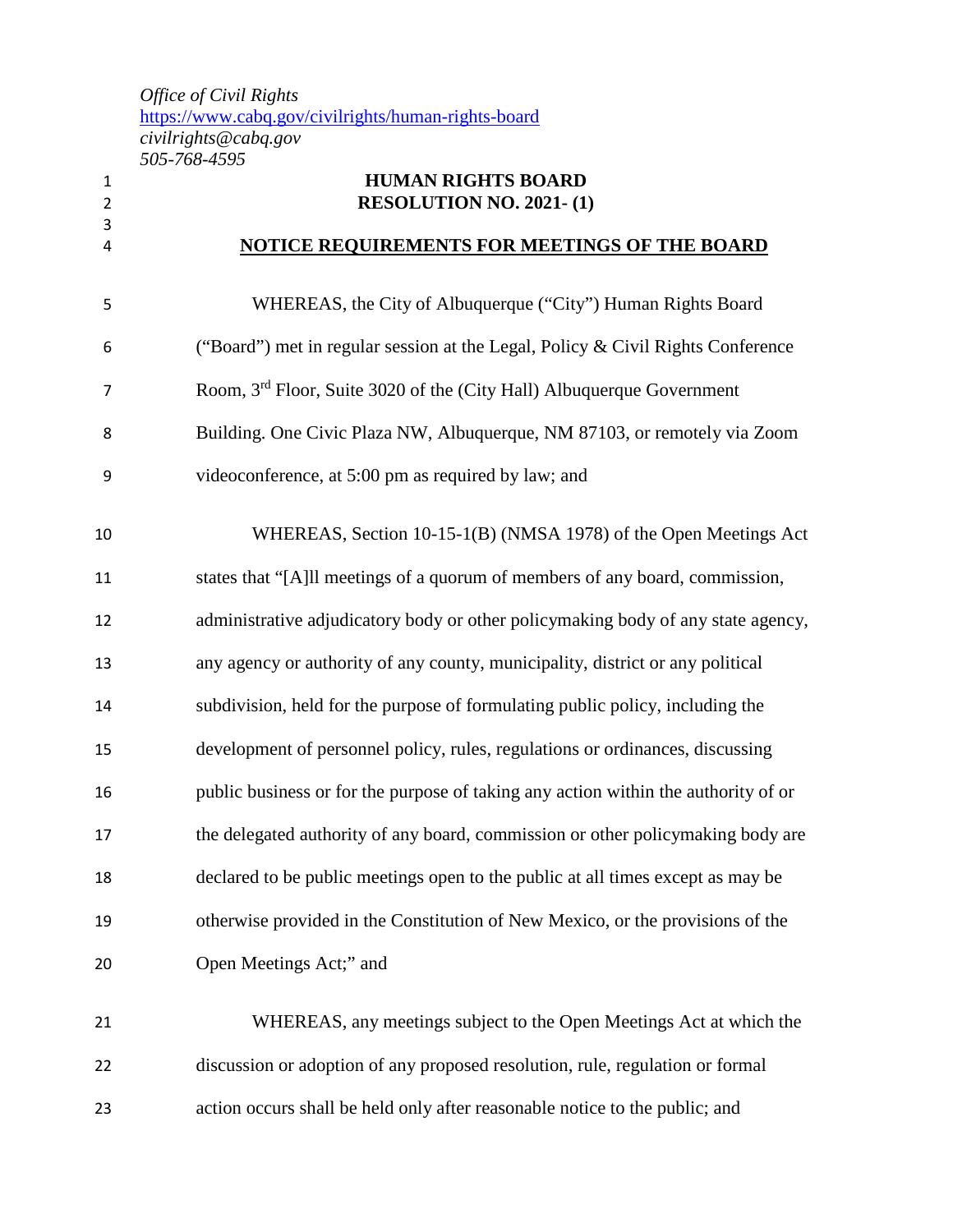*Office of Civil Rights*
https://www.cabq.gov/civilrights/human-rights-board
*civilrights@cabq.gov*
*505-768-4595*

**HUMAN RIGHTS BOARD**
**RESOLUTION NO. 2021- (1)**

**NOTICE REQUIREMENTS FOR MEETINGS OF THE BOARD**

WHEREAS, the City of Albuquerque ("City") Human Rights Board ("Board") met in regular session at the Legal, Policy & Civil Rights Conference Room, 3rd Floor, Suite 3020 of the (City Hall) Albuquerque Government Building. One Civic Plaza NW, Albuquerque, NM 87103, or remotely via Zoom videoconference, at 5:00 pm as required by law; and

WHEREAS, Section 10-15-1(B) (NMSA 1978) of the Open Meetings Act states that "[A]ll meetings of a quorum of members of any board, commission, administrative adjudicatory body or other policymaking body of any state agency, any agency or authority of any county, municipality, district or any political subdivision, held for the purpose of formulating public policy, including the development of personnel policy, rules, regulations or ordinances, discussing public business or for the purpose of taking any action within the authority of or the delegated authority of any board, commission or other policymaking body are declared to be public meetings open to the public at all times except as may be otherwise provided in the Constitution of New Mexico, or the provisions of the Open Meetings Act;" and

WHEREAS, any meetings subject to the Open Meetings Act at which the discussion or adoption of any proposed resolution, rule, regulation or formal action occurs shall be held only after reasonable notice to the public; and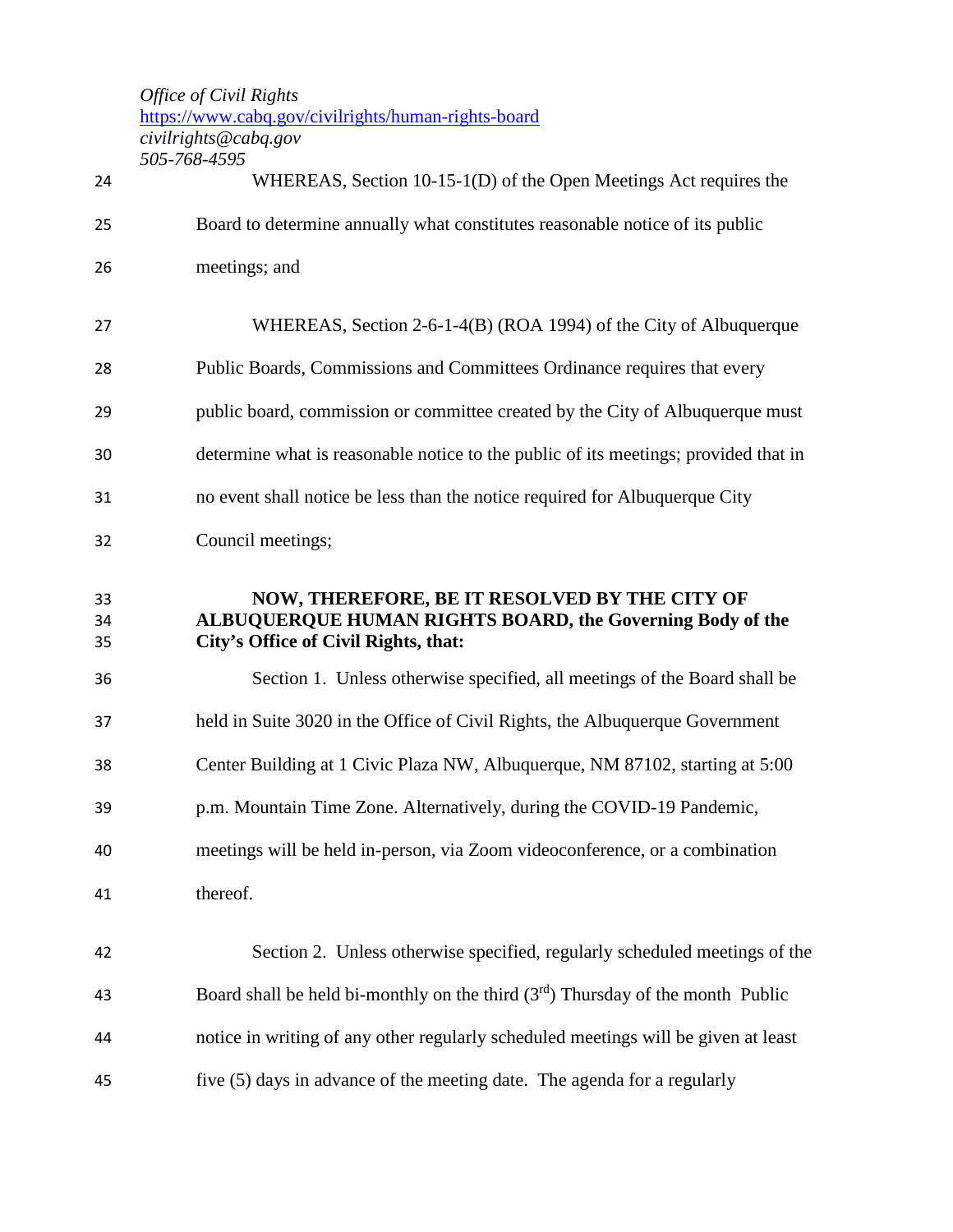*Office of Civil Rights*
https://www.cabq.gov/civilrights/human-rights-board
*civilrights@cabq.gov*
*505-768-4595*

WHEREAS, Section 10-15-1(D) of the Open Meetings Act requires the Board to determine annually what constitutes reasonable notice of its public meetings; and

WHEREAS, Section 2-6-1-4(B) (ROA 1994) of the City of Albuquerque Public Boards, Commissions and Committees Ordinance requires that every public board, commission or committee created by the City of Albuquerque must determine what is reasonable notice to the public of its meetings; provided that in no event shall notice be less than the notice required for Albuquerque City Council meetings;

**NOW, THEREFORE, BE IT RESOLVED BY THE CITY OF ALBUQUERQUE HUMAN RIGHTS BOARD, the Governing Body of the City's Office of Civil Rights, that:**

Section 1. Unless otherwise specified, all meetings of the Board shall be held in Suite 3020 in the Office of Civil Rights, the Albuquerque Government Center Building at 1 Civic Plaza NW, Albuquerque, NM 87102, starting at 5:00 p.m. Mountain Time Zone. Alternatively, during the COVID-19 Pandemic, meetings will be held in-person, via Zoom videoconference, or a combination thereof.

Section 2. Unless otherwise specified, regularly scheduled meetings of the Board shall be held bi-monthly on the third (3rd) Thursday of the month Public notice in writing of any other regularly scheduled meetings will be given at least five (5) days in advance of the meeting date. The agenda for a regularly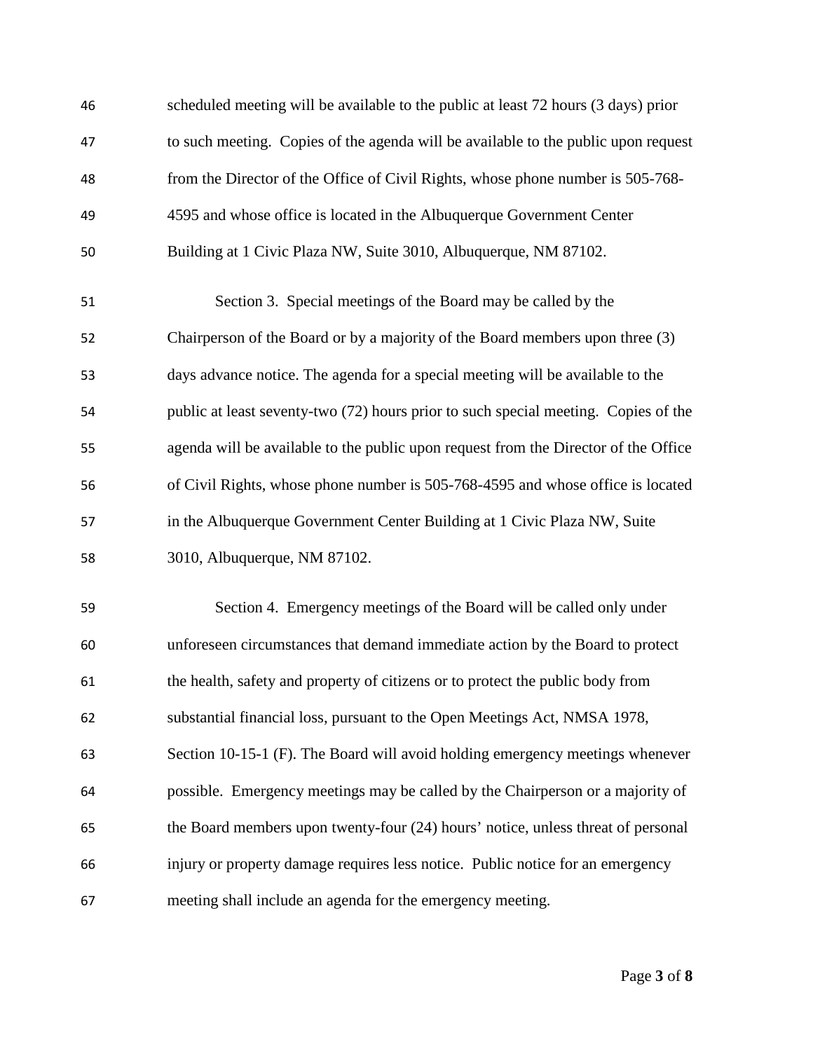scheduled meeting will be available to the public at least 72 hours (3 days) prior to such meeting. Copies of the agenda will be available to the public upon request from the Director of the Office of Civil Rights, whose phone number is 505-768-4595 and whose office is located in the Albuquerque Government Center Building at 1 Civic Plaza NW, Suite 3010, Albuquerque, NM 87102.

Section 3. Special meetings of the Board may be called by the Chairperson of the Board or by a majority of the Board members upon three (3) days advance notice. The agenda for a special meeting will be available to the public at least seventy-two (72) hours prior to such special meeting. Copies of the agenda will be available to the public upon request from the Director of the Office of Civil Rights, whose phone number is 505-768-4595 and whose office is located in the Albuquerque Government Center Building at 1 Civic Plaza NW, Suite 3010, Albuquerque, NM 87102.

Section 4. Emergency meetings of the Board will be called only under unforeseen circumstances that demand immediate action by the Board to protect the health, safety and property of citizens or to protect the public body from substantial financial loss, pursuant to the Open Meetings Act, NMSA 1978, Section 10-15-1 (F). The Board will avoid holding emergency meetings whenever possible. Emergency meetings may be called by the Chairperson or a majority of the Board members upon twenty-four (24) hours' notice, unless threat of personal injury or property damage requires less notice. Public notice for an emergency meeting shall include an agenda for the emergency meeting.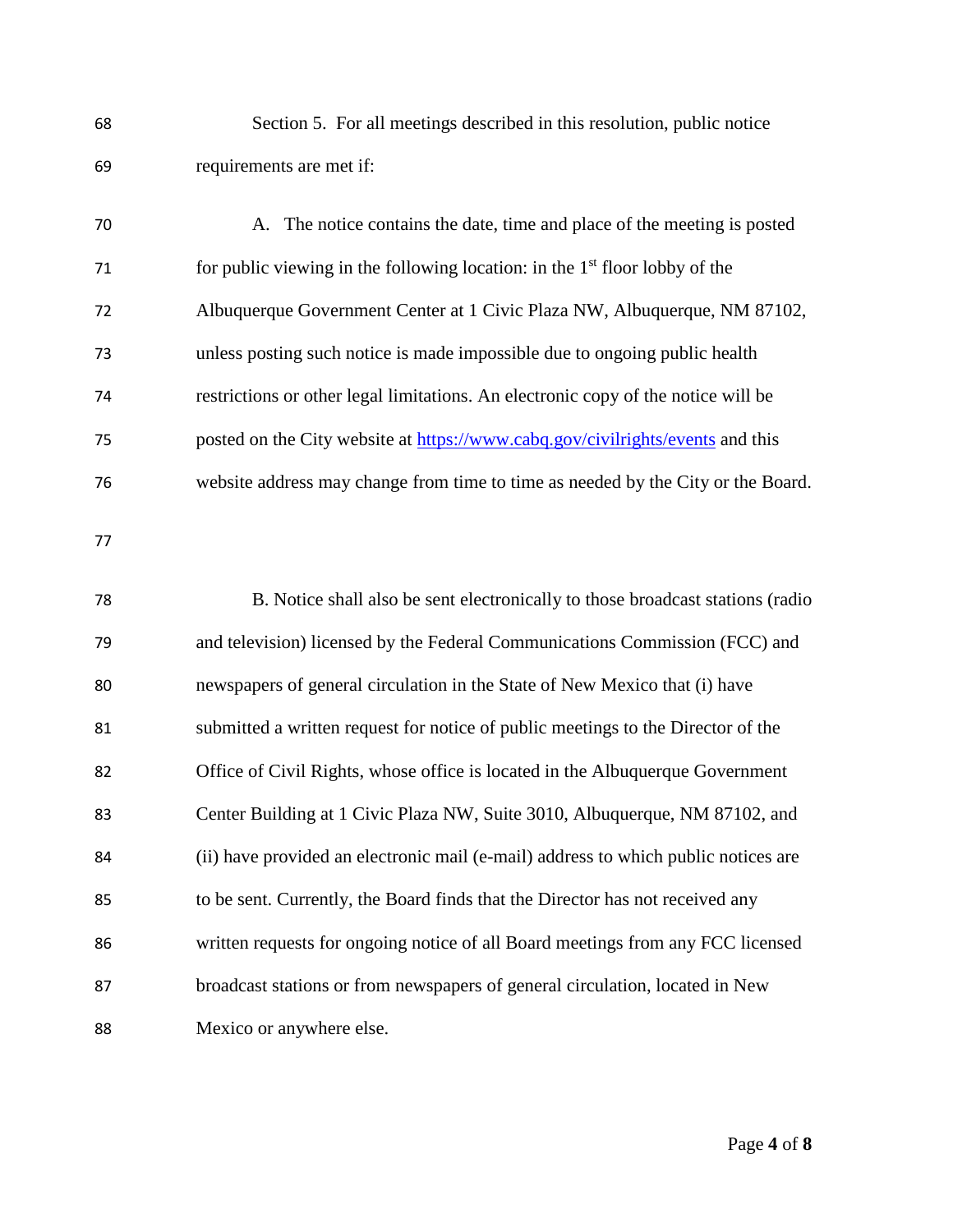Section 5. For all meetings described in this resolution, public notice requirements are met if:

A. The notice contains the date, time and place of the meeting is posted for public viewing in the following location: in the 1st floor lobby of the Albuquerque Government Center at 1 Civic Plaza NW, Albuquerque, NM 87102, unless posting such notice is made impossible due to ongoing public health restrictions or other legal limitations. An electronic copy of the notice will be posted on the City website at https://www.cabq.gov/civilrights/events and this website address may change from time to time as needed by the City or the Board.

B. Notice shall also be sent electronically to those broadcast stations (radio and television) licensed by the Federal Communications Commission (FCC) and newspapers of general circulation in the State of New Mexico that (i) have submitted a written request for notice of public meetings to the Director of the Office of Civil Rights, whose office is located in the Albuquerque Government Center Building at 1 Civic Plaza NW, Suite 3010, Albuquerque, NM 87102, and (ii) have provided an electronic mail (e-mail) address to which public notices are to be sent. Currently, the Board finds that the Director has not received any written requests for ongoing notice of all Board meetings from any FCC licensed broadcast stations or from newspapers of general circulation, located in New Mexico or anywhere else.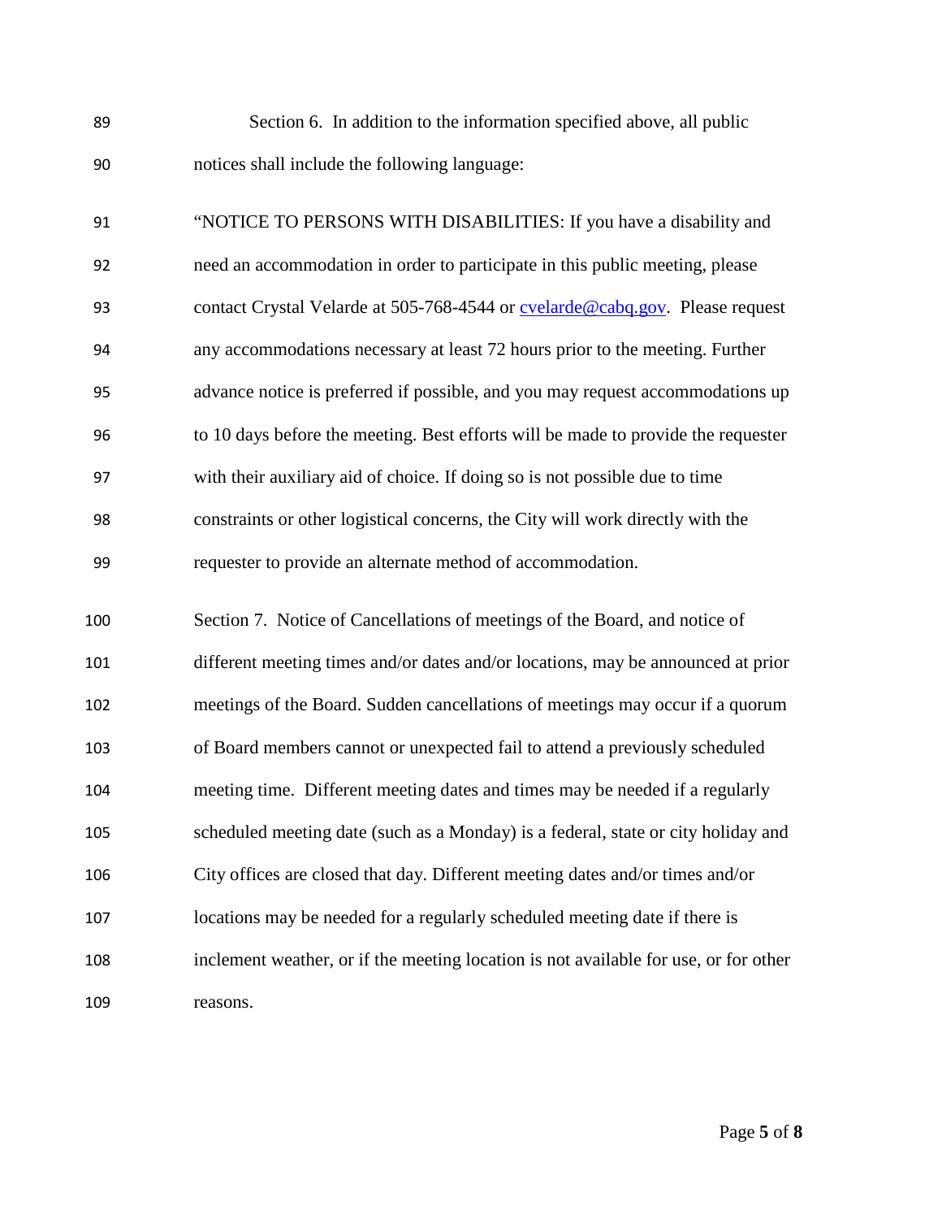Section 6. In addition to the information specified above, all public notices shall include the following language:

"NOTICE TO PERSONS WITH DISABILITIES: If you have a disability and need an accommodation in order to participate in this public meeting, please contact Crystal Velarde at 505-768-4544 or cvelarde@cabq.gov. Please request any accommodations necessary at least 72 hours prior to the meeting. Further advance notice is preferred if possible, and you may request accommodations up to 10 days before the meeting. Best efforts will be made to provide the requester with their auxiliary aid of choice. If doing so is not possible due to time constraints or other logistical concerns, the City will work directly with the requester to provide an alternate method of accommodation.

Section 7. Notice of Cancellations of meetings of the Board, and notice of different meeting times and/or dates and/or locations, may be announced at prior meetings of the Board. Sudden cancellations of meetings may occur if a quorum of Board members cannot or unexpected fail to attend a previously scheduled meeting time. Different meeting dates and times may be needed if a regularly scheduled meeting date (such as a Monday) is a federal, state or city holiday and City offices are closed that day. Different meeting dates and/or times and/or locations may be needed for a regularly scheduled meeting date if there is inclement weather, or if the meeting location is not available for use, or for other reasons.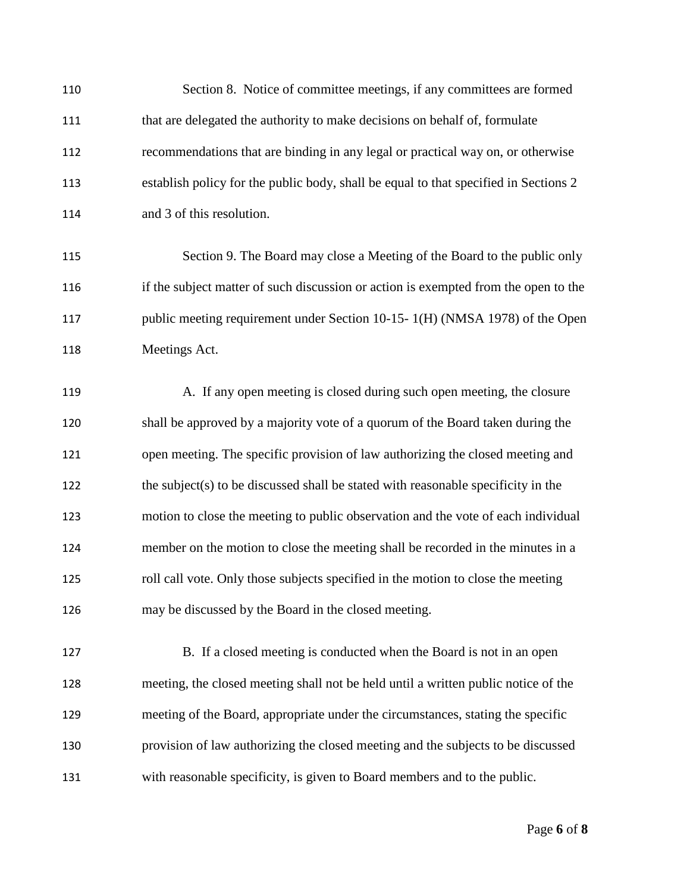Section 8. Notice of committee meetings, if any committees are formed that are delegated the authority to make decisions on behalf of, formulate recommendations that are binding in any legal or practical way on, or otherwise establish policy for the public body, shall be equal to that specified in Sections 2 and 3 of this resolution.

Section 9. The Board may close a Meeting of the Board to the public only if the subject matter of such discussion or action is exempted from the open to the public meeting requirement under Section 10-15- 1(H) (NMSA 1978) of the Open Meetings Act.

A. If any open meeting is closed during such open meeting, the closure shall be approved by a majority vote of a quorum of the Board taken during the open meeting. The specific provision of law authorizing the closed meeting and the subject(s) to be discussed shall be stated with reasonable specificity in the motion to close the meeting to public observation and the vote of each individual member on the motion to close the meeting shall be recorded in the minutes in a roll call vote. Only those subjects specified in the motion to close the meeting may be discussed by the Board in the closed meeting.

B. If a closed meeting is conducted when the Board is not in an open meeting, the closed meeting shall not be held until a written public notice of the meeting of the Board, appropriate under the circumstances, stating the specific provision of law authorizing the closed meeting and the subjects to be discussed with reasonable specificity, is given to Board members and to the public.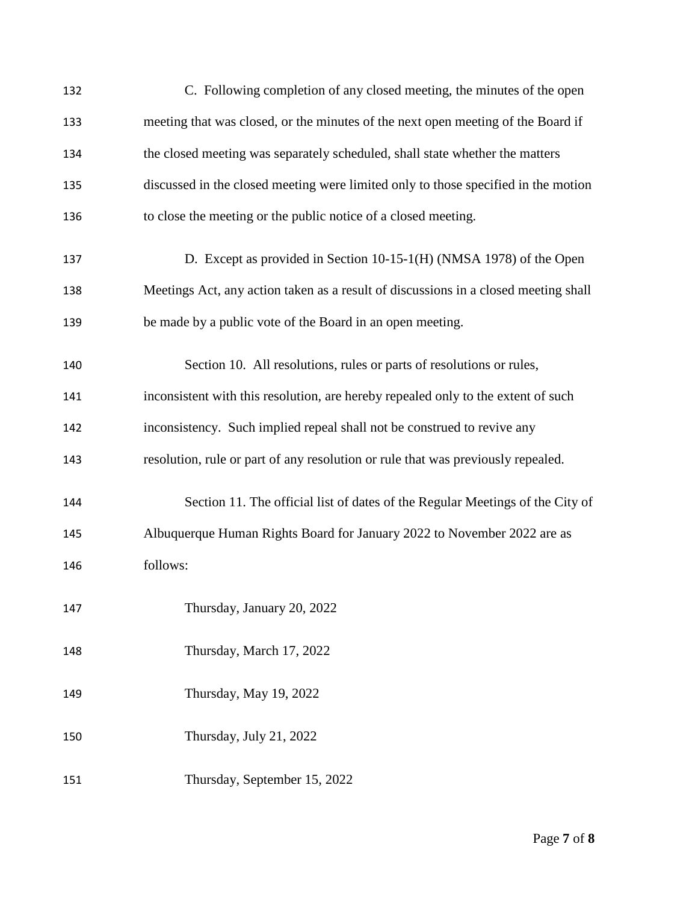C. Following completion of any closed meeting, the minutes of the open meeting that was closed, or the minutes of the next open meeting of the Board if the closed meeting was separately scheduled, shall state whether the matters discussed in the closed meeting were limited only to those specified in the motion to close the meeting or the public notice of a closed meeting.

D. Except as provided in Section 10-15-1(H) (NMSA 1978) of the Open Meetings Act, any action taken as a result of discussions in a closed meeting shall be made by a public vote of the Board in an open meeting.

Section 10. All resolutions, rules or parts of resolutions or rules, inconsistent with this resolution, are hereby repealed only to the extent of such inconsistency. Such implied repeal shall not be construed to revive any resolution, rule or part of any resolution or rule that was previously repealed.

Section 11. The official list of dates of the Regular Meetings of the City of Albuquerque Human Rights Board for January 2022 to November 2022 are as follows:

Thursday, January 20, 2022

Thursday, March 17, 2022

Thursday, May 19, 2022

Thursday, July 21, 2022

Thursday, September 15, 2022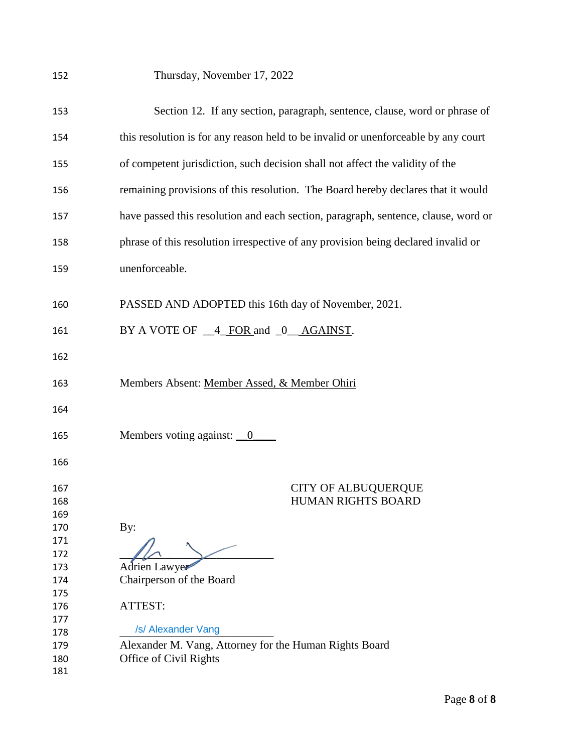Thursday, November 17, 2022

Section 12. If any section, paragraph, sentence, clause, word or phrase of this resolution is for any reason held to be invalid or unenforceable by any court of competent jurisdiction, such decision shall not affect the validity of the remaining provisions of this resolution. The Board hereby declares that it would have passed this resolution and each section, paragraph, sentence, clause, word or phrase of this resolution irrespective of any provision being declared invalid or unenforceable.

PASSED AND ADOPTED this 16th day of November, 2021.

BY A VOTE OF __4_FOR and _0__AGAINST.

Members Absent: Member Assed, & Member Ohiri

Members voting against: __0____

CITY OF ALBUQUERQUE
HUMAN RIGHTS BOARD

By:

____________________________

Adrien Lawyer
Chairperson of the Board

ATTEST:

/s/ Alexander Vang

Alexander M. Vang, Attorney for the Human Rights Board
Office of Civil Rights